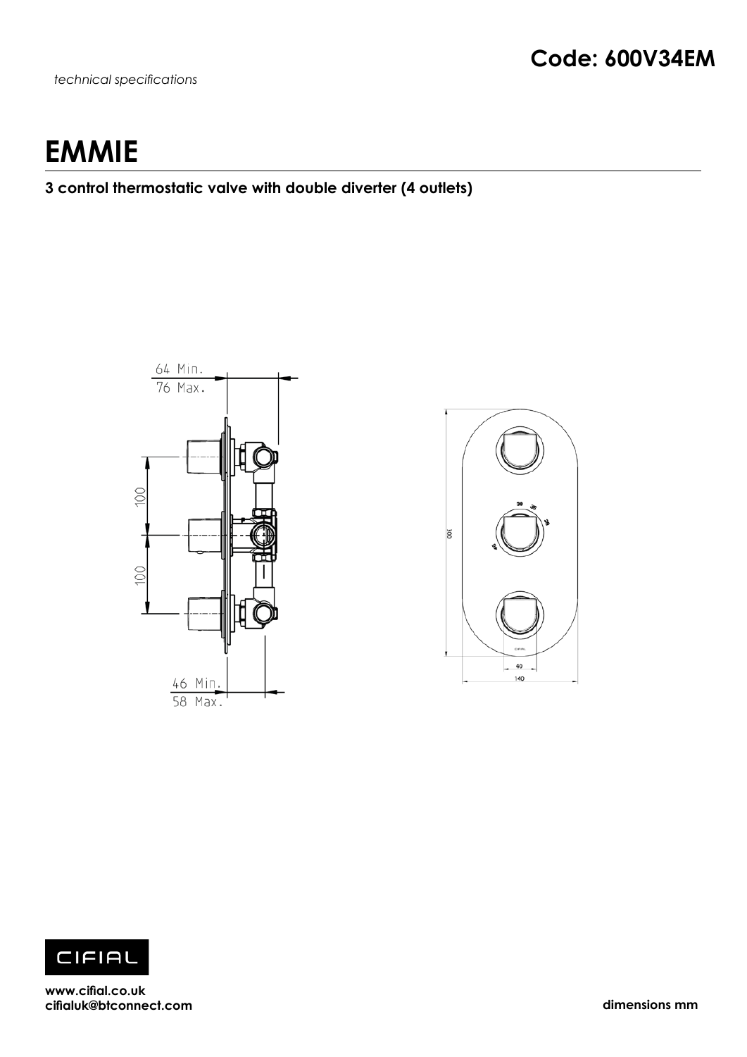*technical specifications*

**Code: 600V34EM**

# EMMIE

**3 control thermostatic valve with double diverter (4 outlets)**

64 Min.
76 Max.

100

100

46 Min.
58 Max.

300

40

140

**www.cifial.co.uk**
**cifialuk@btconnect.com**

**dimensions mm**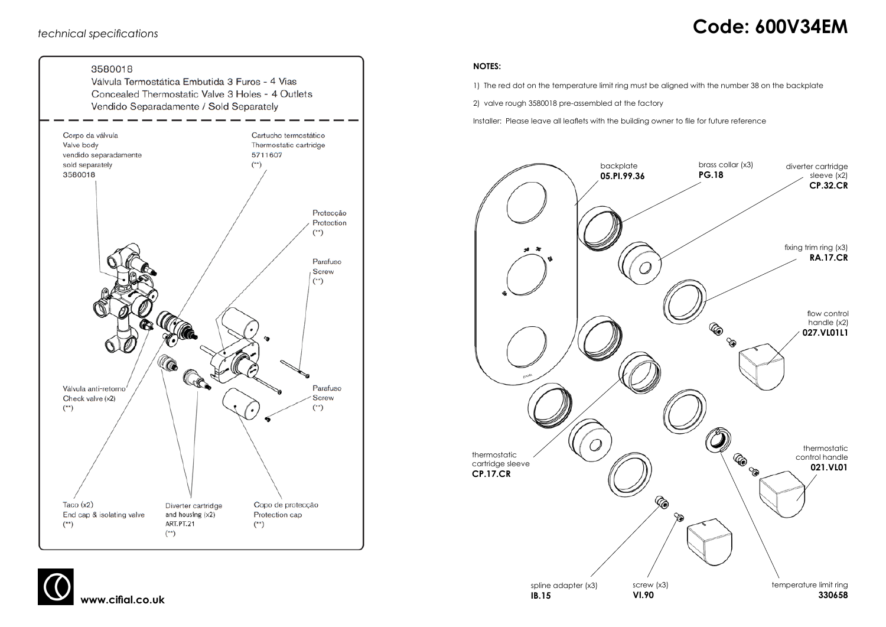*technical specifications*

# Code: 600V34EM

3580018
Válvula Termostática Embutida 3 Furos - 4 Vias
Concealed Thermostatic Valve 3 Holes - 4 Outlets
Vendido Separadamente / Sold Separately

Corpo da válvula
Valve body
vendido separadamente
sold separately
3580018

Cartucho termostático
Thermostatic cartridge
5711607
(**)

Protecção
Protection
(**)

Parafuso
Screw
(**)

Válvula anti-retorno
Check valve (x2)
(**)

Parafuso
Screw
(**)

Taco (x2)
End cap & isolating valve
(**)

Diverter cartridge
and housing (x2)
ART.PT.21
(**)

Copo de protecção
Protection cap
(**)

**NOTES:**

1) The red dot on the temperature limit ring must be aligned with the number 38 on the backplate

2) valve rough 3580018 pre-assembled at the factory

Installer: Please leave all leaflets with the building owner to file for future reference

backplate
**05.PI.99.36**

brass collar (x3)
**PG.18**

diverter cartridge sleeve (x2)
**CP.32.CR**

fixing trim ring (x3)
**RA.17.CR**

flow control handle (x2)
**027.VL01L1**

thermostatic control handle
**021.VL01**

thermostatic cartridge sleeve
**CP.17.CR**

spline adapter (x3)
**IB.15**

screw (x3)
**VI.90**

temperature limit ring
**330658**

**www.cifial.co.uk**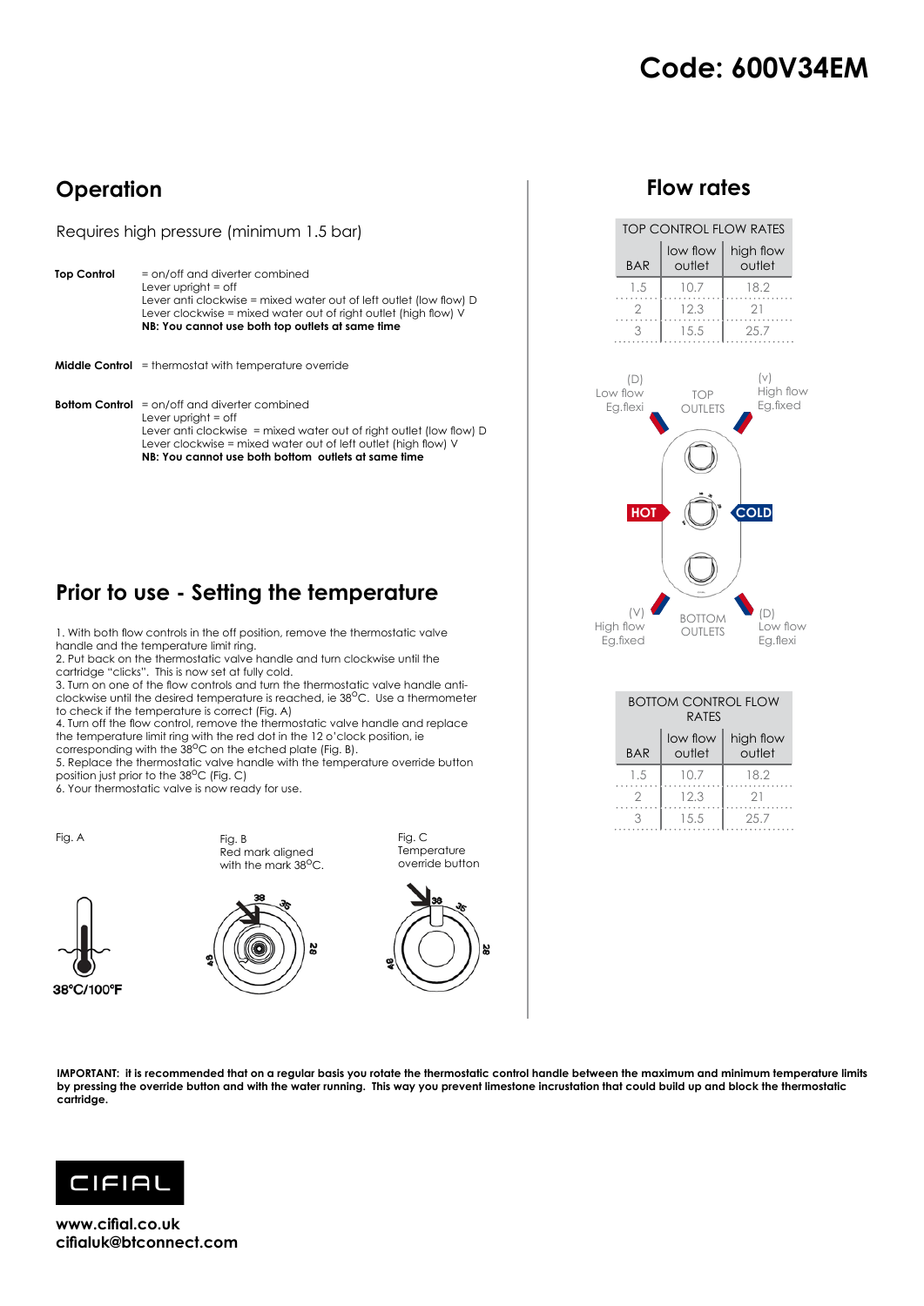# Code: 600V34EM

## Operation

Requires high pressure (minimum 1.5 bar)

**Top Control** = on/off and diverter combined
Lever upright = off
Lever anti clockwise = mixed water out of left outlet (low flow) D
Lever clockwise = mixed water out of right outlet (high flow) V
**NB: You cannot use both top outlets at same time**

**Middle Control** = thermostat with temperature override

**Bottom Control** = on/off and diverter combined
Lever upright = off
Lever anti clockwise = mixed water out of right outlet (low flow) D
Lever clockwise = mixed water out of left outlet (high flow) V
**NB: You cannot use both bottom outlets at same time**

## Prior to use - Setting the temperature

1. With both flow controls in the off position, remove the thermostatic valve handle and the temperature limit ring.
2. Put back on the thermostatic valve handle and turn clockwise until the cartridge "clicks". This is now set at fully cold.
3. Turn on one of the flow controls and turn the thermostatic valve handle anti-clockwise until the desired temperature is reached, ie 38°C. Use a thermometer to check if the temperature is correct (Fig. A)
4. Turn off the flow control, remove the thermostatic valve handle and replace the temperature limit ring with the red dot in the 12 o'clock position, ie corresponding with the 38°C on the etched plate (Fig. B).
5. Replace the thermostatic valve handle with the temperature override button position just prior to the 38°C (Fig. C)
6. Your thermostatic valve is now ready for use.

Fig. A

38°C/100°F

Fig. B
Red mark aligned with the mark 38°C.

38 35 28 49

Fig. C
Temperature override button

38 35 28 49

## Flow rates

| TOP CONTROL FLOW RATES | | |
|---|---|---|
| BAR | low flow outlet | high flow outlet |
| 1.5 | 10.7 | 18.2 |
| 2 | 12.3 | 21 |
| 3 | 15.5 | 25.7 |

(D) Low flow Eg.flexi

TOP OUTLETS

(V) High flow Eg.fixed

HOT

COLD

(V) High flow Eg.fixed

BOTTOM OUTLETS

(D) Low flow Eg.flexi

| BOTTOM CONTROL FLOW RATES | | |
|---|---|---|
| BAR | low flow outlet | high flow outlet |
| 1.5 | 10.7 | 18.2 |
| 2 | 12.3 | 21 |
| 3 | 15.5 | 25.7 |

**IMPORTANT: it is recommended that on a regular basis you rotate the thermostatic control handle between the maximum and minimum temperature limits by pressing the override button and with the water running. This way you prevent limestone incrustation that could build up and block the thermostatic cartridge.**

CIFIAL

**www.cifial.co.uk**
**cifialuk@btconnect.com**